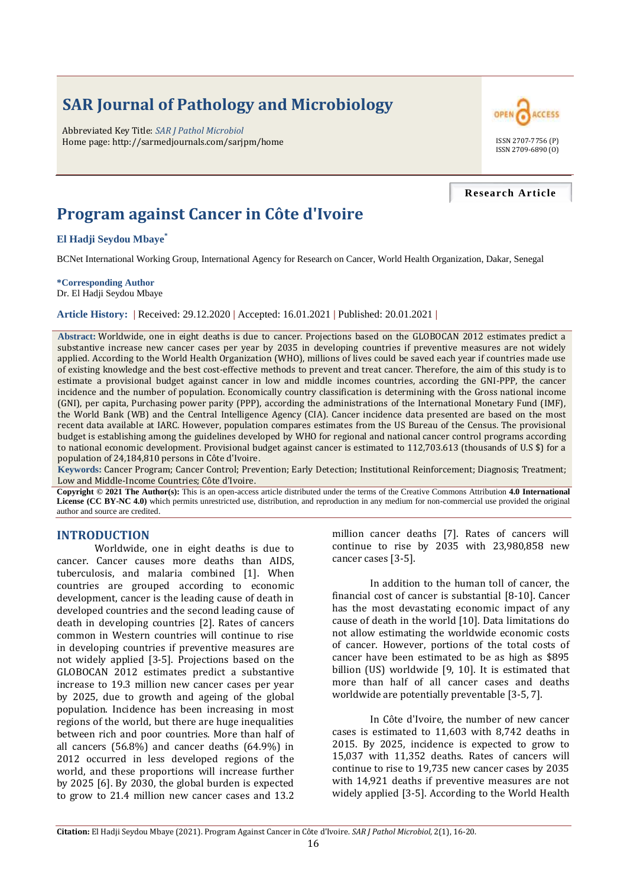# SAR Journal of Pathology and Microbiology

Abbreviated Key Title: *SAR J Pathol Microbiol*
Home page: http://sarmedjournals.com/sarjpm/home

ISSN 2707-7756 (P)
ISSN 2709-6890 (O)

**Research Article**

# Program against Cancer in Côte d'Ivoire

**El Hadji Seydou Mbaye***

BCNet International Working Group, International Agency for Research on Cancer, World Health Organization, Dakar, Senegal

**\*Corresponding Author**
Dr. El Hadji Seydou Mbaye

**Article History:** | Received: 29.12.2020 | Accepted: 16.01.2021 | Published: 20.01.2021 |

**Abstract:** Worldwide, one in eight deaths is due to cancer. Projections based on the GLOBOCAN 2012 estimates predict a substantive increase new cancer cases per year by 2035 in developing countries if preventive measures are not widely applied. According to the World Health Organization (WHO), millions of lives could be saved each year if countries made use of existing knowledge and the best cost-effective methods to prevent and treat cancer. Therefore, the aim of this study is to estimate a provisional budget against cancer in low and middle incomes countries, according the GNI-PPP, the cancer incidence and the number of population. Economically country classification is determining with the Gross national income (GNI), per capita, Purchasing power parity (PPP), according the administrations of the International Monetary Fund (IMF), the World Bank (WB) and the Central Intelligence Agency (CIA). Cancer incidence data presented are based on the most recent data available at IARC. However, population compares estimates from the US Bureau of the Census. The provisional budget is establishing among the guidelines developed by WHO for regional and national cancer control programs according to national economic development. Provisional budget against cancer is estimated to 112,703.613 (thousands of U.S $) for a population of 24,184,810 persons in Côte d'Ivoire.

**Keywords:** Cancer Program; Cancer Control; Prevention; Early Detection; Institutional Reinforcement; Diagnosis; Treatment; Low and Middle-Income Countries; Côte d'Ivoire.

**Copyright © 2021 The Author(s):** This is an open-access article distributed under the terms of the Creative Commons Attribution **4.0 International License (CC BY-NC 4.0)** which permits unrestricted use, distribution, and reproduction in any medium for non-commercial use provided the original author and source are credited.

## INTRODUCTION

Worldwide, one in eight deaths is due to cancer. Cancer causes more deaths than AIDS, tuberculosis, and malaria combined [1]. When countries are grouped according to economic development, cancer is the leading cause of death in developed countries and the second leading cause of death in developing countries [2]. Rates of cancers common in Western countries will continue to rise in developing countries if preventive measures are not widely applied [3-5]. Projections based on the GLOBOCAN 2012 estimates predict a substantive increase to 19.3 million new cancer cases per year by 2025, due to growth and ageing of the global population. Incidence has been increasing in most regions of the world, but there are huge inequalities between rich and poor countries. More than half of all cancers (56.8%) and cancer deaths (64.9%) in 2012 occurred in less developed regions of the world, and these proportions will increase further by 2025 [6]. By 2030, the global burden is expected to grow to 21.4 million new cancer cases and 13.2 million cancer deaths [7]. Rates of cancers will continue to rise by 2035 with 23,980,858 new cancer cases [3-5].

In addition to the human toll of cancer, the financial cost of cancer is substantial [8-10]. Cancer has the most devastating economic impact of any cause of death in the world [10]. Data limitations do not allow estimating the worldwide economic costs of cancer. However, portions of the total costs of cancer have been estimated to be as high as $895 billion (US) worldwide [9, 10]. It is estimated that more than half of all cancer cases and deaths worldwide are potentially preventable [3-5, 7].

In Côte d'Ivoire, the number of new cancer cases is estimated to 11,603 with 8,742 deaths in 2015. By 2025, incidence is expected to grow to 15,037 with 11,352 deaths. Rates of cancers will continue to rise to 19,735 new cancer cases by 2035 with 14,921 deaths if preventive measures are not widely applied [3-5]. According to the World Health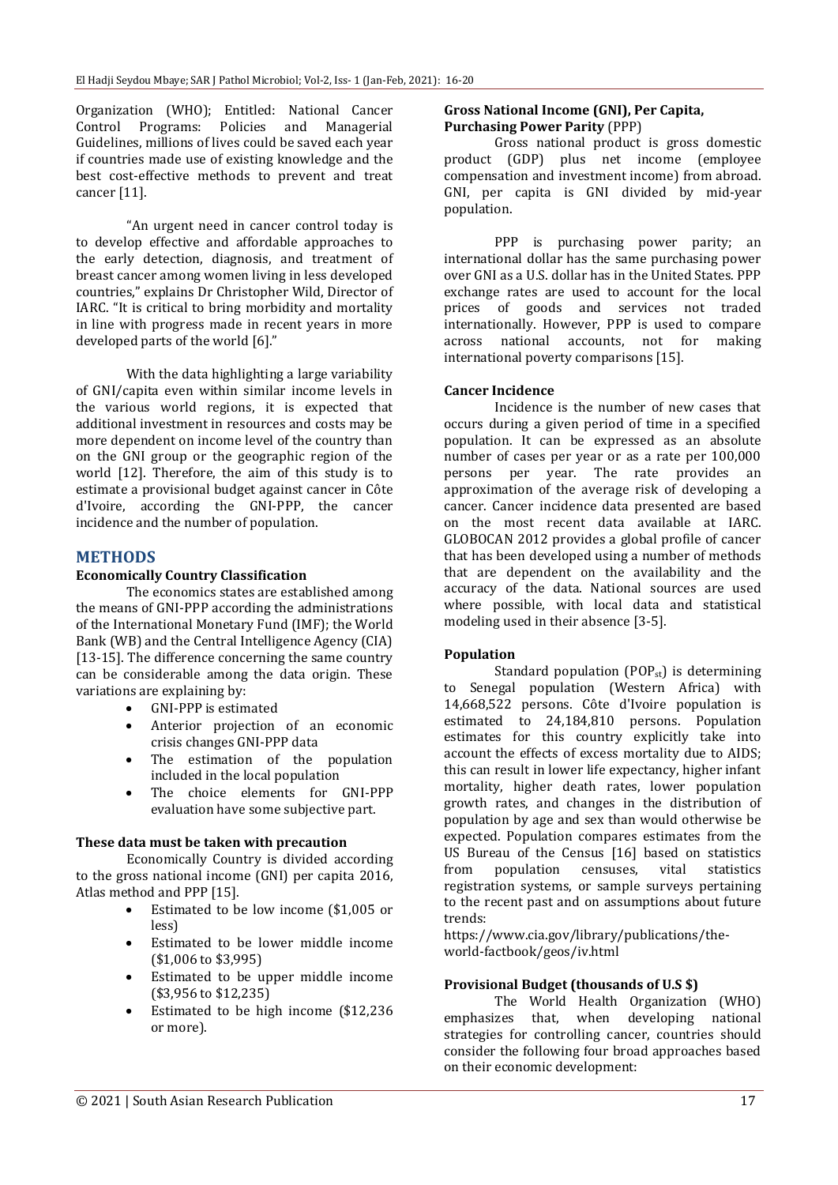Organization (WHO); Entitled: National Cancer Control Programs: Policies and Managerial Guidelines, millions of lives could be saved each year if countries made use of existing knowledge and the best cost-effective methods to prevent and treat cancer [11].

"An urgent need in cancer control today is to develop effective and affordable approaches to the early detection, diagnosis, and treatment of breast cancer among women living in less developed countries," explains Dr Christopher Wild, Director of IARC. "It is critical to bring morbidity and mortality in line with progress made in recent years in more developed parts of the world [6]."

With the data highlighting a large variability of GNI/capita even within similar income levels in the various world regions, it is expected that additional investment in resources and costs may be more dependent on income level of the country than on the GNI group or the geographic region of the world [12]. Therefore, the aim of this study is to estimate a provisional budget against cancer in Côte d'Ivoire, according the GNI-PPP, the cancer incidence and the number of population.

## METHODS

### Economically Country Classification

The economics states are established among the means of GNI-PPP according the administrations of the International Monetary Fund (IMF); the World Bank (WB) and the Central Intelligence Agency (CIA) [13-15]. The difference concerning the same country can be considerable among the data origin. These variations are explaining by:

- GNI-PPP is estimated
- Anterior projection of an economic crisis changes GNI-PPP data
- The estimation of the population included in the local population
- The choice elements for GNI-PPP evaluation have some subjective part.

### These data must be taken with precaution

Economically Country is divided according to the gross national income (GNI) per capita 2016, Atlas method and PPP [15].

- Estimated to be low income ($1,005 or less)
- Estimated to be lower middle income ($1,006 to $3,995)
- Estimated to be upper middle income ($3,956 to $12,235)
- Estimated to be high income ($12,236 or more).

### Gross National Income (GNI), Per Capita, Purchasing Power Parity (PPP)

Gross national product is gross domestic product (GDP) plus net income (employee compensation and investment income) from abroad. GNI, per capita is GNI divided by mid-year population.

PPP is purchasing power parity; an international dollar has the same purchasing power over GNI as a U.S. dollar has in the United States. PPP exchange rates are used to account for the local prices of goods and services not traded internationally. However, PPP is used to compare across national accounts, not for making international poverty comparisons [15].

### Cancer Incidence

Incidence is the number of new cases that occurs during a given period of time in a specified population. It can be expressed as an absolute number of cases per year or as a rate per 100,000 persons per year. The rate provides an approximation of the average risk of developing a cancer. Cancer incidence data presented are based on the most recent data available at IARC. GLOBOCAN 2012 provides a global profile of cancer that has been developed using a number of methods that are dependent on the availability and the accuracy of the data. National sources are used where possible, with local data and statistical modeling used in their absence [3-5].

### Population

Standard population ($POP_{st}$) is determining to Senegal population (Western Africa) with 14,668,522 persons. Côte d'Ivoire population is estimated to 24,184,810 persons. Population estimates for this country explicitly take into account the effects of excess mortality due to AIDS; this can result in lower life expectancy, higher infant mortality, higher death rates, lower population growth rates, and changes in the distribution of population by age and sex than would otherwise be expected. Population compares estimates from the US Bureau of the Census [16] based on statistics from population censuses, vital statistics registration systems, or sample surveys pertaining to the recent past and on assumptions about future trends: https://www.cia.gov/library/publications/the-world-factbook/geos/iv.html

### Provisional Budget (thousands of U.S $)

The World Health Organization (WHO) emphasizes that, when developing national strategies for controlling cancer, countries should consider the following four broad approaches based on their economic development: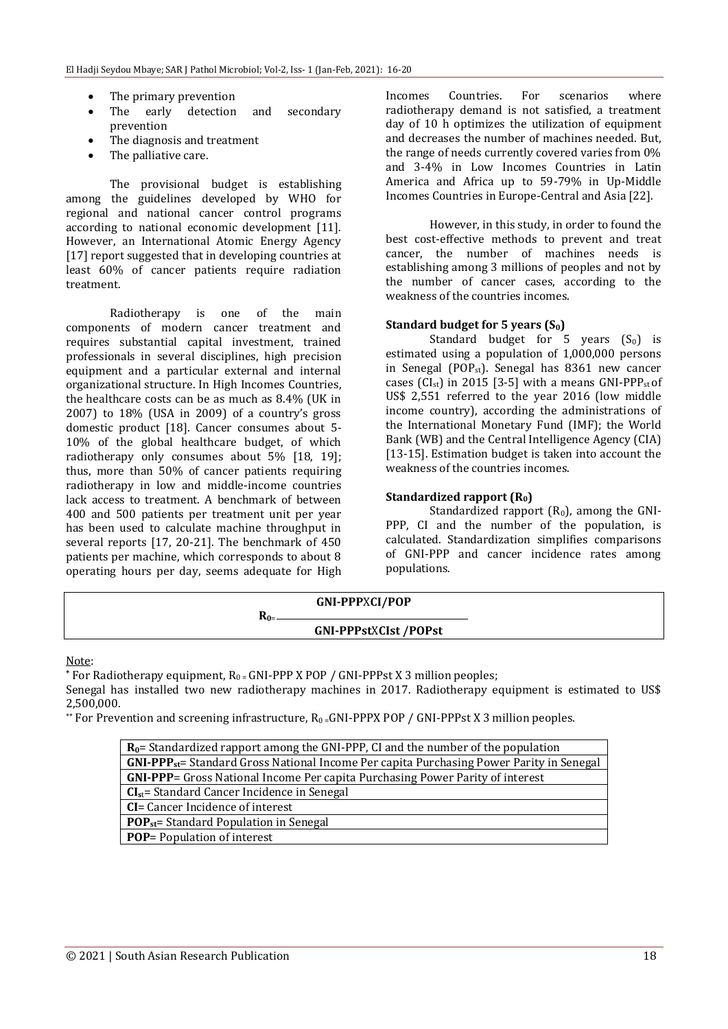- The primary prevention
- The early detection and secondary prevention
- The diagnosis and treatment
- The palliative care.

The provisional budget is establishing among the guidelines developed by WHO for regional and national cancer control programs according to national economic development [11]. However, an International Atomic Energy Agency [17] report suggested that in developing countries at least 60% of cancer patients require radiation treatment.

Radiotherapy is one of the main components of modern cancer treatment and requires substantial capital investment, trained professionals in several disciplines, high precision equipment and a particular external and internal organizational structure. In High Incomes Countries, the healthcare costs can be as much as 8.4% (UK in 2007) to 18% (USA in 2009) of a country's gross domestic product [18]. Cancer consumes about 5-10% of the global healthcare budget, of which radiotherapy only consumes about 5% [18, 19]; thus, more than 50% of cancer patients requiring radiotherapy in low and middle-income countries lack access to treatment. A benchmark of between 400 and 500 patients per treatment unit per year has been used to calculate machine throughput in several reports [17, 20-21]. The benchmark of 450 patients per machine, which corresponds to about 8 operating hours per day, seems adequate for High Incomes Countries. For scenarios where radiotherapy demand is not satisfied, a treatment day of 10 h optimizes the utilization of equipment and decreases the number of machines needed. But, the range of needs currently covered varies from 0% and 3-4% in Low Incomes Countries in Latin America and Africa up to 59-79% in Up-Middle Incomes Countries in Europe-Central and Asia [22].

However, in this study, in order to found the best cost-effective methods to prevent and treat cancer, the number of machines needs is establishing among 3 millions of peoples and not by the number of cancer cases, according to the weakness of the countries incomes.

**Standard budget for 5 years ($S_0$)**

Standard budget for 5 years ($S_0$) is estimated using a population of 1,000,000 persons in Senegal ($POP_{st}$). Senegal has 8361 new cancer cases ($CI_{st}$) in 2015 [3-5] with a means GNI-$PPP_{st}$ of US$ 2,551 referred to the year 2016 (low middle income country), according the administrations of the International Monetary Fund (IMF); the World Bank (WB) and the Central Intelligence Agency (CIA) [13-15]. Estimation budget is taken into account the weakness of the countries incomes.

**Standardized rapport ($R_0$)**

Standardized rapport ($R_0$), among the GNI-PPP, CI and the number of the population, is calculated. Standardization simplifies comparisons of GNI-PPP and cancer incidence rates among populations.

$$R_0 = \frac{\text{GNI-PPP} \times \text{CI} / \text{POP}}{\text{GNI-PPPst} \times \text{CIst} / \text{POPst}}$$

Note:

* For Radiotherapy equipment, $R_0$ = GNI-PPP X POP / GNI-PPPst X 3 million peoples;

Senegal has installed two new radiotherapy machines in 2017. Radiotherapy equipment is estimated to US$ 2,500,000.

** For Prevention and screening infrastructure, $R_0$ =GNI-PPPX POP / GNI-PPPst X 3 million peoples.

| |
|---|
| **$R_0$**= Standardized rapport among the GNI-PPP, CI and the number of the population |
| **$GNI\text{-}PPP_{st}$**= Standard Gross National Income Per capita Purchasing Power Parity in Senegal |
| **GNI-PPP**= Gross National Income Per capita Purchasing Power Parity of interest |
| **$CI_{st}$**= Standard Cancer Incidence in Senegal |
| **CI**= Cancer Incidence of interest |
| **$POP_{st}$**= Standard Population in Senegal |
| **POP**= Population of interest |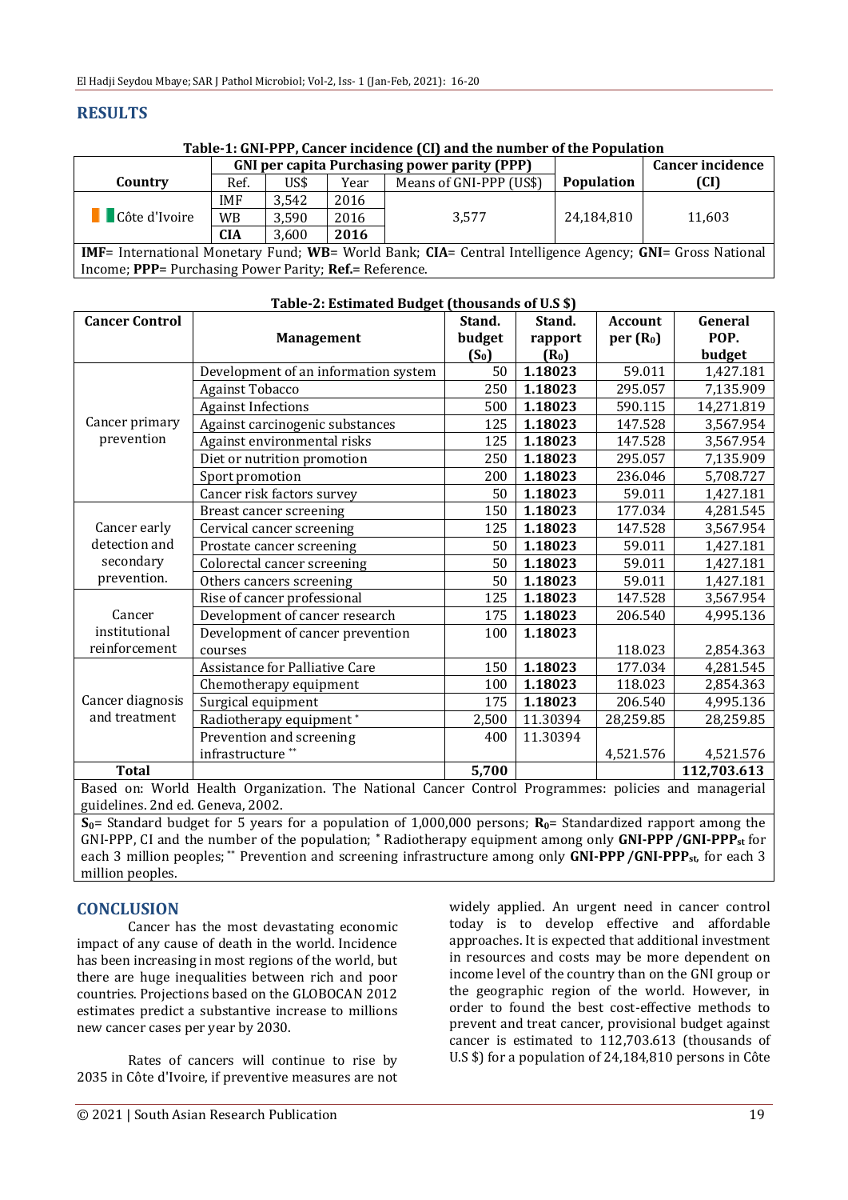## RESULTS

**Table-1: GNI-PPP, Cancer incidence (CI) and the number of the Population**

| Country | GNI per capita Purchasing power parity (PPP) | | | | Population | Cancer incidence (CI) |
|---|---|---|---|---|---|---|
| | Ref. | US$ | Year | Means of GNI-PPP (US$) | | |
| Côte d'Ivoire | IMF | 3,542 | 2016 | 3,577 | 24,184,810 | 11,603 |
| | WB | 3,590 | 2016 | | | |
| | **CIA** | 3,600 | **2016** | | | |

**IMF**= International Monetary Fund; **WB**= World Bank; **CIA**= Central Intelligence Agency; **GNI**= Gross National Income; **PPP**= Purchasing Power Parity; **Ref.**= Reference.

**Table-2: Estimated Budget (thousands of U.S $)**

| Cancer Control | Management | Stand. budget ($S_0$) | Stand. rapport ($R_0$) | Account per ($R_0$) | General POP. budget |
|---|---|---|---|---|---|
| Cancer primary prevention | Development of an information system | 50 | **1.18023** | 59.011 | 1,427.181 |
| | Against Tobacco | 250 | **1.18023** | 295.057 | 7,135.909 |
| | Against Infections | 500 | **1.18023** | 590.115 | 14,271.819 |
| | Against carcinogenic substances | 125 | **1.18023** | 147.528 | 3,567.954 |
| | Against environmental risks | 125 | **1.18023** | 147.528 | 3,567.954 |
| | Diet or nutrition promotion | 250 | **1.18023** | 295.057 | 7,135.909 |
| | Sport promotion | 200 | **1.18023** | 236.046 | 5,708.727 |
| | Cancer risk factors survey | 50 | **1.18023** | 59.011 | 1,427.181 |
| Cancer early detection and secondary prevention. | Breast cancer screening | 150 | **1.18023** | 177.034 | 4,281.545 |
| | Cervical cancer screening | 125 | **1.18023** | 147.528 | 3,567.954 |
| | Prostate cancer screening | 50 | **1.18023** | 59.011 | 1,427.181 |
| | Colorectal cancer screening | 50 | **1.18023** | 59.011 | 1,427.181 |
| | Others cancers screening | 50 | **1.18023** | 59.011 | 1,427.181 |
| Cancer institutional reinforcement | Rise of cancer professional | 125 | **1.18023** | 147.528 | 3,567.954 |
| | Development of cancer research | 175 | **1.18023** | 206.540 | 4,995.136 |
| | Development of cancer prevention courses | 100 | **1.18023** | 118.023 | 2,854.363 |
| Cancer diagnosis and treatment | Assistance for Palliative Care | 150 | **1.18023** | 177.034 | 4,281.545 |
| | Chemotherapy equipment | 100 | **1.18023** | 118.023 | 2,854.363 |
| | Surgical equipment | 175 | **1.18023** | 206.540 | 4,995.136 |
| | Radiotherapy equipment * | 2,500 | 11.30394 | 28,259.85 | 28,259.85 |
| | Prevention and screening infrastructure ** | 400 | 11.30394 | 4,521.576 | 4,521.576 |
| **Total** | | **5,700** | | | **112,703.613** |

Based on: World Health Organization. The National Cancer Control Programmes: policies and managerial guidelines. 2nd ed. Geneva, 2002.

**$S_0$**= Standard budget for 5 years for a population of 1,000,000 persons; **$R_0$**= Standardized rapport among the GNI-PPP, CI and the number of the population; * Radiotherapy equipment among only **GNI-PPP /GNI-PPP$_{st}$** for each 3 million peoples; ** Prevention and screening infrastructure among only **GNI-PPP /GNI-PPP$_{st}$,** for each 3 million peoples.

## CONCLUSION

Cancer has the most devastating economic impact of any cause of death in the world. Incidence has been increasing in most regions of the world, but there are huge inequalities between rich and poor countries. Projections based on the GLOBOCAN 2012 estimates predict a substantive increase to millions new cancer cases per year by 2030.

Rates of cancers will continue to rise by 2035 in Côte d'Ivoire, if preventive measures are not widely applied. An urgent need in cancer control today is to develop effective and affordable approaches. It is expected that additional investment in resources and costs may be more dependent on income level of the country than on the GNI group or the geographic region of the world. However, in order to found the best cost-effective methods to prevent and treat cancer, provisional budget against cancer is estimated to 112,703.613 (thousands of U.S $) for a population of 24,184,810 persons in Côte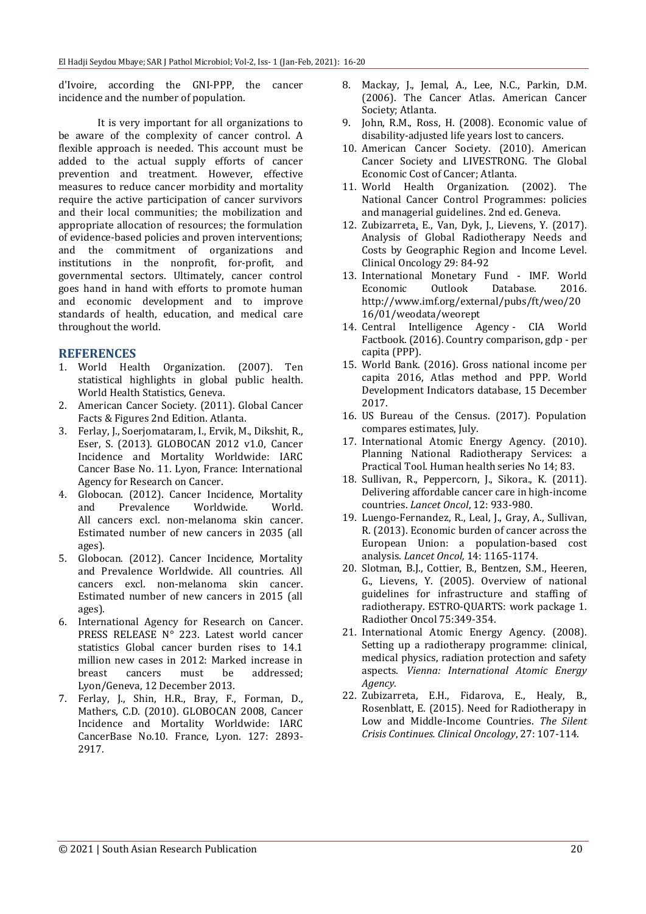d'Ivoire, according the GNI-PPP, the cancer incidence and the number of population.

It is very important for all organizations to be aware of the complexity of cancer control. A flexible approach is needed. This account must be added to the actual supply efforts of cancer prevention and treatment. However, effective measures to reduce cancer morbidity and mortality require the active participation of cancer survivors and their local communities; the mobilization and appropriate allocation of resources; the formulation of evidence-based policies and proven interventions; and the commitment of organizations and institutions in the nonprofit, for-profit, and governmental sectors. Ultimately, cancer control goes hand in hand with efforts to promote human and economic development and to improve standards of health, education, and medical care throughout the world.

## REFERENCES

1. World Health Organization. (2007). Ten statistical highlights in global public health. World Health Statistics, Geneva.
2. American Cancer Society. (2011). Global Cancer Facts & Figures 2nd Edition. Atlanta.
3. Ferlay, J., Soerjomataram, I., Ervik, M., Dikshit, R., Eser, S. (2013). GLOBOCAN 2012 v1.0, Cancer Incidence and Mortality Worldwide: IARC Cancer Base No. 11. Lyon, France: International Agency for Research on Cancer.
4. Globocan. (2012). Cancer Incidence, Mortality and Prevalence Worldwide. World. All cancers excl. non-melanoma skin cancer. Estimated number of new cancers in 2035 (all ages).
5. Globocan. (2012). Cancer Incidence, Mortality and Prevalence Worldwide. All countries. All cancers excl. non-melanoma skin cancer. Estimated number of new cancers in 2015 (all ages).
6. International Agency for Research on Cancer. PRESS RELEASE N° 223. Latest world cancer statistics Global cancer burden rises to 14.1 million new cases in 2012: Marked increase in breast cancers must be addressed; Lyon/Geneva, 12 December 2013.
7. Ferlay, J., Shin, H.R., Bray, F., Forman, D., Mathers, C.D. (2010). GLOBOCAN 2008, Cancer Incidence and Mortality Worldwide: IARC CancerBase No.10. France, Lyon. 127: 2893-2917.
8. Mackay, J., Jemal, A., Lee, N.C., Parkin, D.M. (2006). The Cancer Atlas. American Cancer Society; Atlanta.
9. John, R.M., Ross, H. (2008). Economic value of disability-adjusted life years lost to cancers.
10. American Cancer Society. (2010). American Cancer Society and LIVESTRONG. The Global Economic Cost of Cancer; Atlanta.
11. World Health Organization. (2002). The National Cancer Control Programmes: policies and managerial guidelines. 2nd ed. Geneva.
12. Zubizarreta, E., Van, Dyk, J., Lievens, Y. (2017). Analysis of Global Radiotherapy Needs and Costs by Geographic Region and Income Level. Clinical Oncology 29: 84-92
13. International Monetary Fund - IMF. World Economic Outlook Database. 2016. http://www.imf.org/external/pubs/ft/weo/2016/01/weodata/weorept
14. Central Intelligence Agency - CIA World Factbook. (2016). Country comparison, gdp - per capita (PPP).
15. World Bank. (2016). Gross national income per capita 2016, Atlas method and PPP. World Development Indicators database, 15 December 2017.
16. US Bureau of the Census. (2017). Population compares estimates, July.
17. International Atomic Energy Agency. (2010). Planning National Radiotherapy Services: a Practical Tool. Human health series No 14; 83.
18. Sullivan, R., Peppercorn, J., Sikora., K. (2011). Delivering affordable cancer care in high-income countries. *Lancet Oncol*, 12: 933-980.
19. Luengo-Fernandez, R., Leal, J., Gray, A., Sullivan, R. (2013). Economic burden of cancer across the European Union: a population-based cost analysis. *Lancet Oncol,* 14: 1165-1174.
20. Slotman, B.J., Cottier, B., Bentzen, S.M., Heeren, G., Lievens, Y. (2005). Overview of national guidelines for infrastructure and staffing of radiotherapy. ESTRO-QUARTS: work package 1. Radiother Oncol 75:349-354.
21. International Atomic Energy Agency. (2008). Setting up a radiotherapy programme: clinical, medical physics, radiation protection and safety aspects. *Vienna: International Atomic Energy Agency*.
22. Zubizarreta, E.H., Fidarova, E., Healy, B., Rosenblatt, E. (2015). Need for Radiotherapy in Low and Middle-Income Countries. *The Silent Crisis Continues. Clinical Oncology*, 27: 107-114.